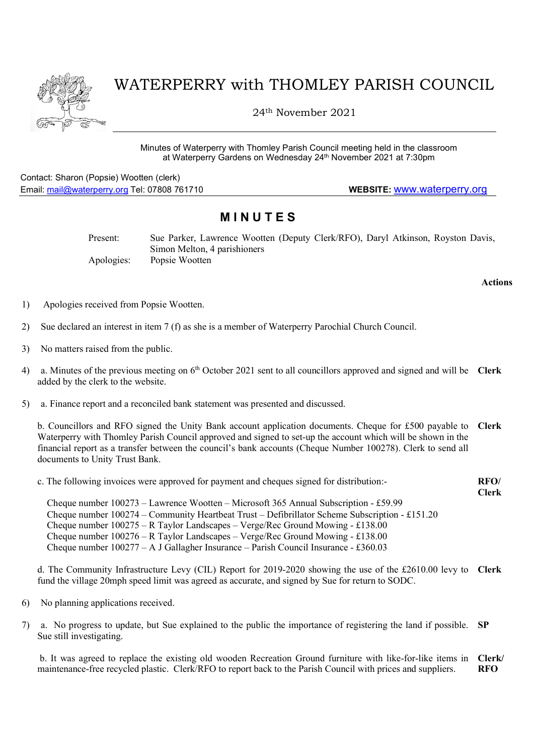# WATERPERRY with THOMLEY PARISH COUNCIL

24th November 2021

Minutes of Waterperry with Thomley Parish Council meeting held in the classroom at Waterperry Gardens on Wednesday 24th November 2021 at 7:30pm

Contact: Sharon (Popsie) Wootten (clerk)
Email: mail@waterperry.org Tel: 07808 761710 **WEBSITE:** www.waterperry.org

## MINUTES

Present: Sue Parker, Lawrence Wootten (Deputy Clerk/RFO), Daryl Atkinson, Royston Davis, Simon Melton, 4 parishioners

Apologies: Popsie Wootten

**Actions**

1) Apologies received from Popsie Wootten.

2) Sue declared an interest in item 7 (f) as she is a member of Waterperry Parochial Church Council.

3) No matters raised from the public.

4) a. Minutes of the previous meeting on 6th October 2021 sent to all councillors approved and signed and will be added by the clerk to the website. **Clerk**

5) a. Finance report and a reconciled bank statement was presented and discussed.

b. Councillors and RFO signed the Unity Bank account application documents. Cheque for £500 payable to Waterperry with Thomley Parish Council approved and signed to set-up the account which will be shown in the financial report as a transfer between the council's bank accounts (Cheque Number 100278). Clerk to send all documents to Unity Trust Bank. **Clerk**

c. The following invoices were approved for payment and cheques signed for distribution:- **RFO/ Clerk**

- Cheque number 100273 – Lawrence Wootten – Microsoft 365 Annual Subscription - £59.99
- Cheque number 100274 – Community Heartbeat Trust – Defibrillator Scheme Subscription - £151.20
- Cheque number 100275 – R Taylor Landscapes – Verge/Rec Ground Mowing - £138.00
- Cheque number 100276 – R Taylor Landscapes – Verge/Rec Ground Mowing - £138.00
- Cheque number 100277 – A J Gallagher Insurance – Parish Council Insurance - £360.03

d. The Community Infrastructure Levy (CIL) Report for 2019-2020 showing the use of the £2610.00 levy to fund the village 20mph speed limit was agreed as accurate, and signed by Sue for return to SODC. **Clerk**

6) No planning applications received.

7) a. No progress to update, but Sue explained to the public the importance of registering the land if possible. Sue still investigating. **SP**

b. It was agreed to replace the existing old wooden Recreation Ground furniture with like-for-like items in maintenance-free recycled plastic. Clerk/RFO to report back to the Parish Council with prices and suppliers. **Clerk/ RFO**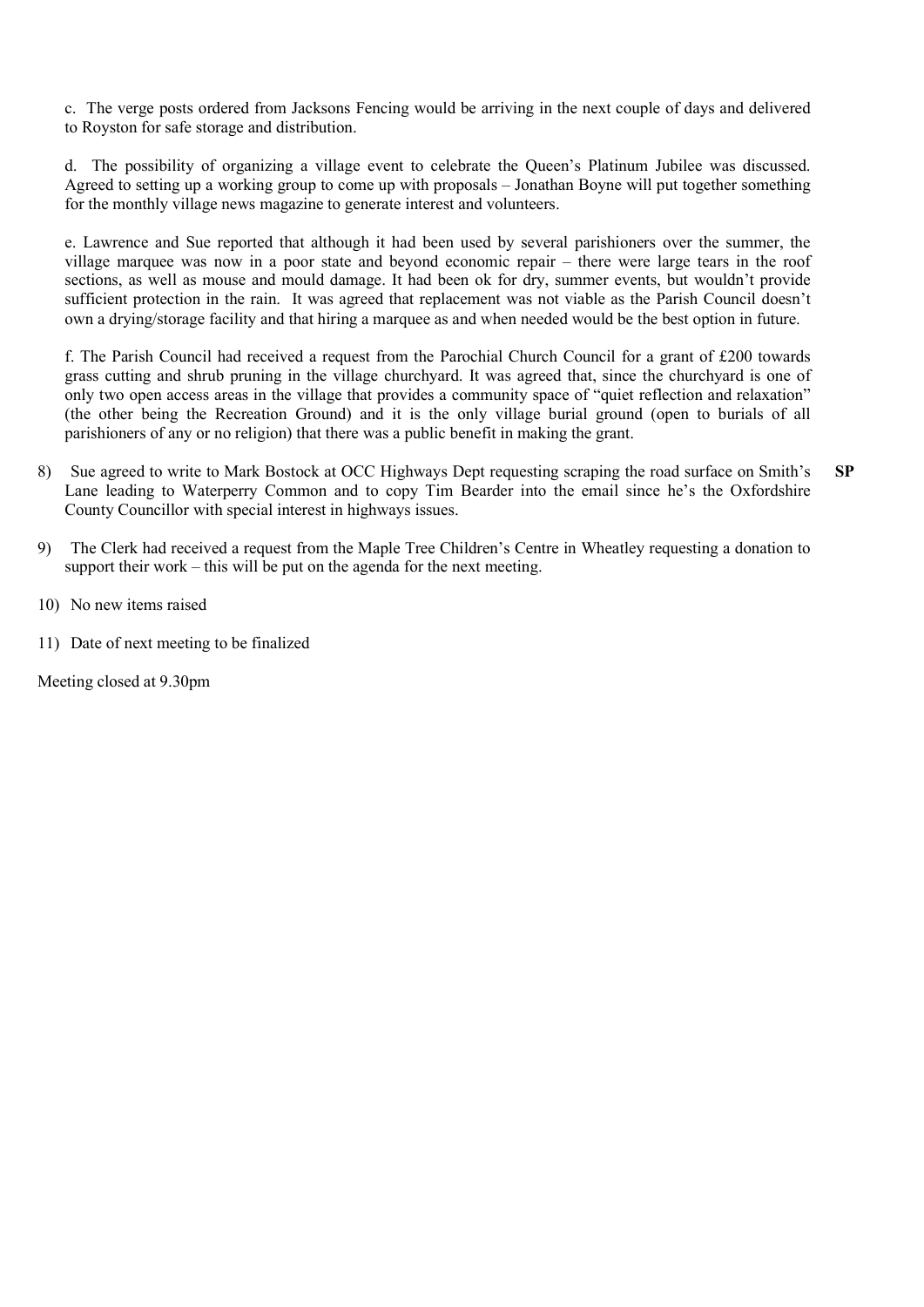c. The verge posts ordered from Jacksons Fencing would be arriving in the next couple of days and delivered to Royston for safe storage and distribution.

d. The possibility of organizing a village event to celebrate the Queen's Platinum Jubilee was discussed. Agreed to setting up a working group to come up with proposals – Jonathan Boyne will put together something for the monthly village news magazine to generate interest and volunteers.

e. Lawrence and Sue reported that although it had been used by several parishioners over the summer, the village marquee was now in a poor state and beyond economic repair – there were large tears in the roof sections, as well as mouse and mould damage. It had been ok for dry, summer events, but wouldn't provide sufficient protection in the rain. It was agreed that replacement was not viable as the Parish Council doesn't own a drying/storage facility and that hiring a marquee as and when needed would be the best option in future.

f. The Parish Council had received a request from the Parochial Church Council for a grant of £200 towards grass cutting and shrub pruning in the village churchyard. It was agreed that, since the churchyard is one of only two open access areas in the village that provides a community space of "quiet reflection and relaxation" (the other being the Recreation Ground) and it is the only village burial ground (open to burials of all parishioners of any or no religion) that there was a public benefit in making the grant.

8) Sue agreed to write to Mark Bostock at OCC Highways Dept requesting scraping the road surface on Smith's Lane leading to Waterperry Common and to copy Tim Bearder into the email since he's the Oxfordshire County Councillor with special interest in highways issues. **SP**

9) The Clerk had received a request from the Maple Tree Children's Centre in Wheatley requesting a donation to support their work – this will be put on the agenda for the next meeting.

10) No new items raised

11) Date of next meeting to be finalized

Meeting closed at 9.30pm